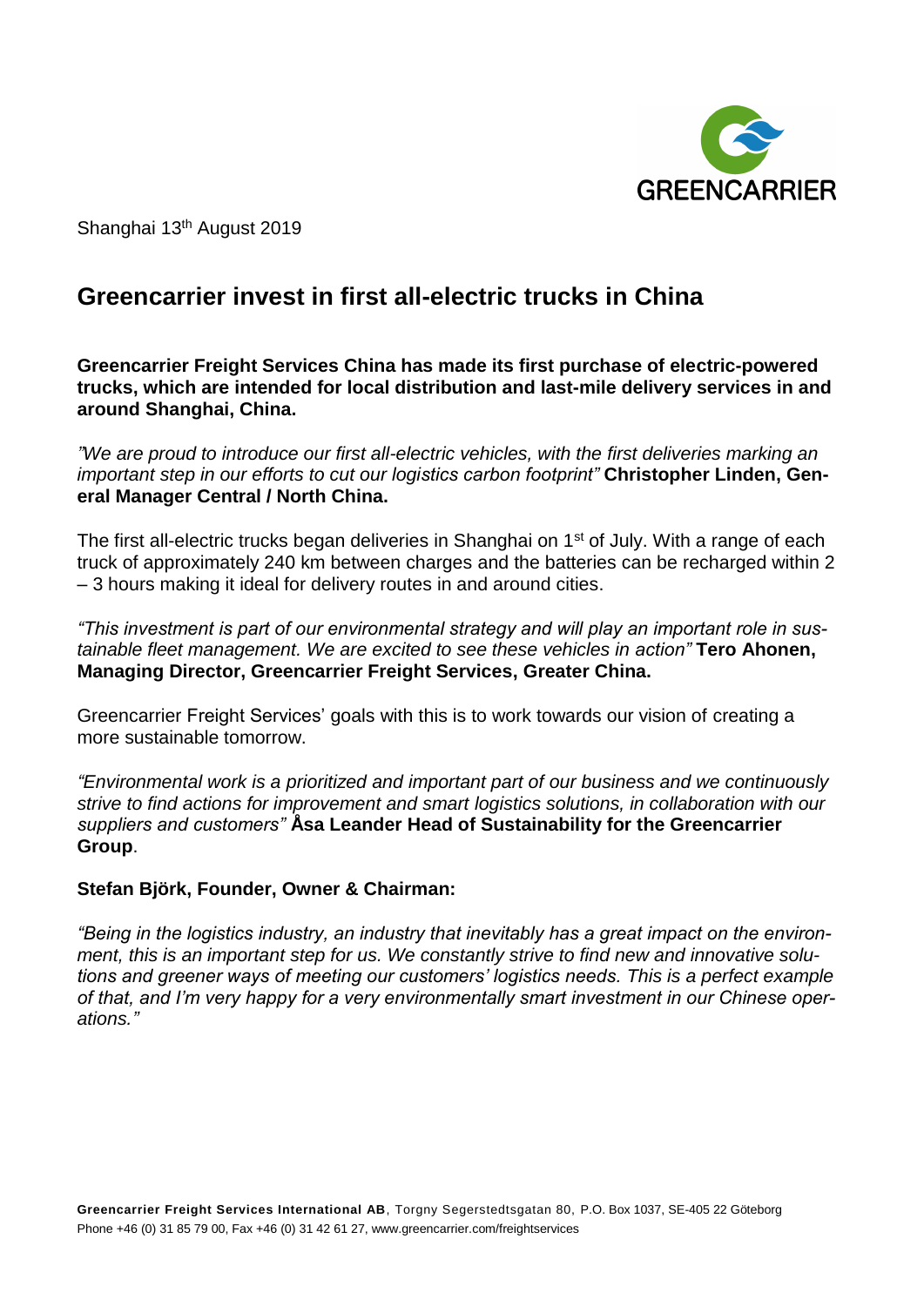Shanghai 13th August 2019

# Greencarrier invest in first all-electric trucks in China

**Greencarrier Freight Services China has made its first purchase of electric-powered trucks, which are intended for local distribution and last-mile delivery services in and around Shanghai, China.**

*"We are proud to introduce our first all-electric vehicles, with the first deliveries marking an important step in our efforts to cut our logistics carbon footprint"* **Christopher Linden, General Manager Central / North China.**

The first all-electric trucks began deliveries in Shanghai on 1st of July. With a range of each truck of approximately 240 km between charges and the batteries can be recharged within 2 – 3 hours making it ideal for delivery routes in and around cities.

*"This investment is part of our environmental strategy and will play an important role in sustainable fleet management. We are excited to see these vehicles in action"* **Tero Ahonen, Managing Director, Greencarrier Freight Services, Greater China.**

Greencarrier Freight Services' goals with this is to work towards our vision of creating a more sustainable tomorrow.

*"Environmental work is a prioritized and important part of our business and we continuously strive to find actions for improvement and smart logistics solutions, in collaboration with our suppliers and customers"* **Åsa Leander Head of Sustainability for the Greencarrier Group**.

**Stefan Björk, Founder, Owner & Chairman:**

*"Being in the logistics industry, an industry that inevitably has a great impact on the environment, this is an important step for us. We constantly strive to find new and innovative solutions and greener ways of meeting our customers' logistics needs. This is a perfect example of that, and I'm very happy for a very environmentally smart investment in our Chinese operations."*

**Greencarrier Freight Services International AB**, Torgny Segerstedtsgatan 80, P.O. Box 1037, SE-405 22 Göteborg
Phone +46 (0) 31 85 79 00, Fax +46 (0) 31 42 61 27, www.greencarrier.com/freightservices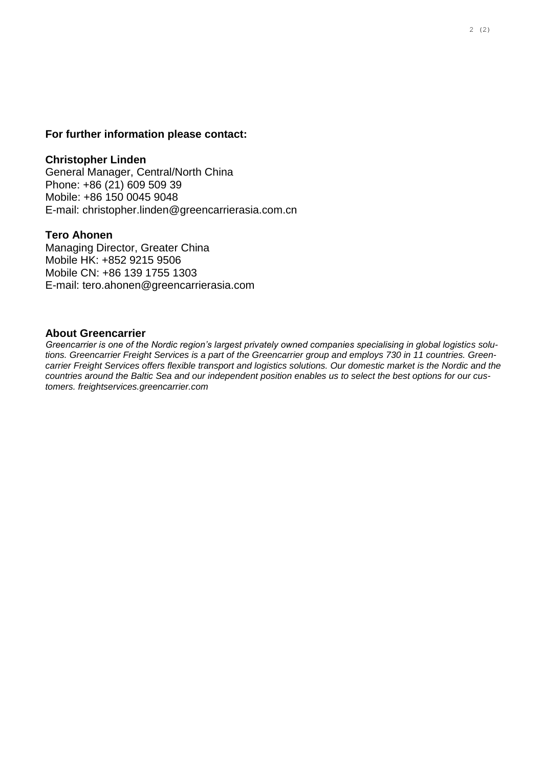**For further information please contact:**

**Christopher Linden**
General Manager, Central/North China
Phone: +86 (21) 609 509 39
Mobile: +86 150 0045 9048
E-mail: christopher.linden@greencarrierasia.com.cn

**Tero Ahonen**
Managing Director, Greater China
Mobile HK: +852 9215 9506
Mobile CN: +86 139 1755 1303
E-mail: tero.ahonen@greencarrierasia.com

**About Greencarrier**

*Greencarrier is one of the Nordic region's largest privately owned companies specialising in global logistics solutions. Greencarrier Freight Services is a part of the Greencarrier group and employs 730 in 11 countries. Greencarrier Freight Services offers flexible transport and logistics solutions. Our domestic market is the Nordic and the countries around the Baltic Sea and our independent position enables us to select the best options for our customers. freightservices.greencarrier.com*